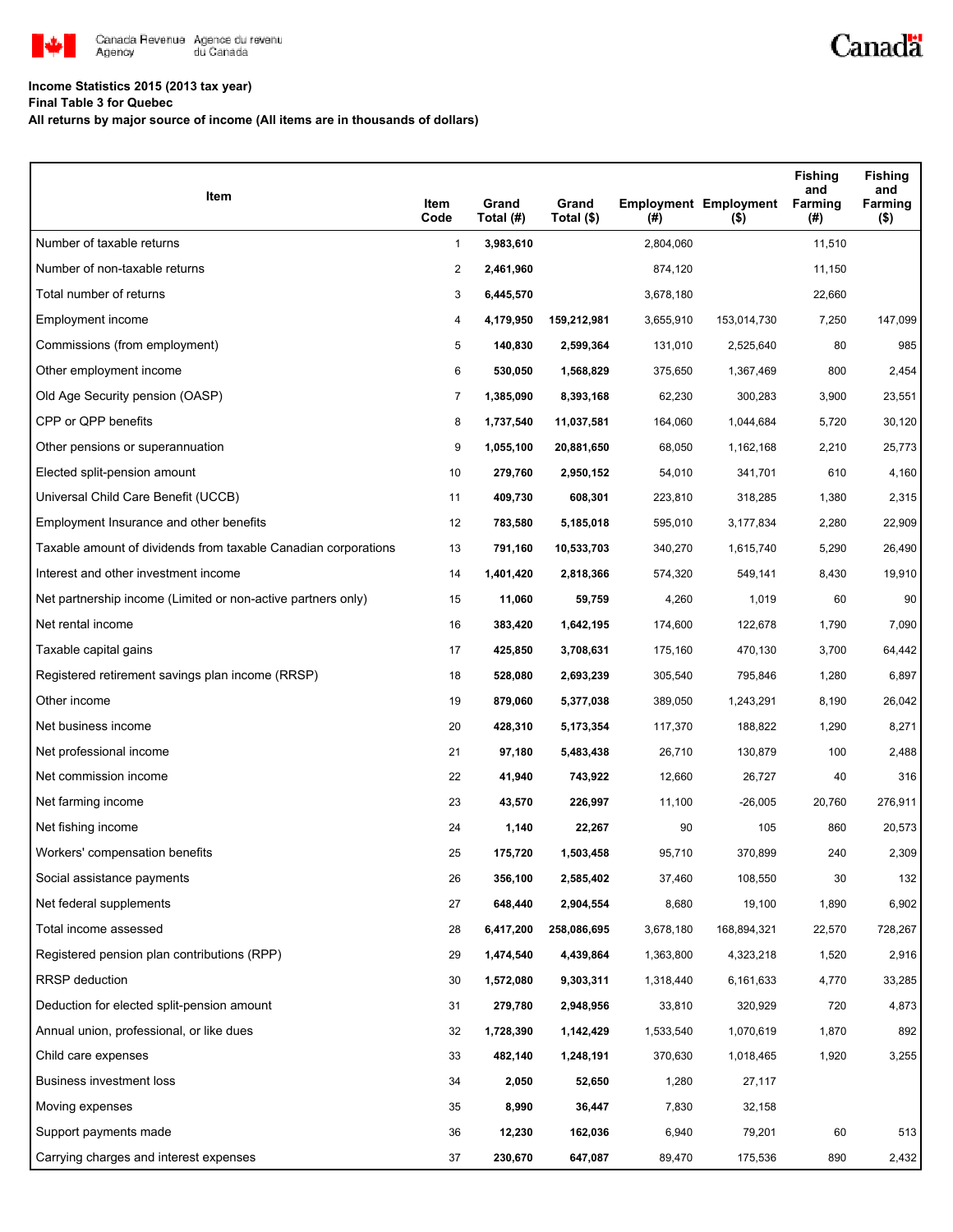Canada Revenue Agency / Agence du revenu du Canada

Canada

**Income Statistics 2015 (2013 tax year)**

**Final Table 3 for Quebec**

**All returns by major source of income (All items are in thousands of dollars)**

| Item | Item Code | Grand Total (#) | Grand Total ($) | Employment (#) | Employment ($) | Fishing and Farming (#) | Fishing and Farming ($) |
|---|---|---|---|---|---|---|---|
| Number of taxable returns | 1 | **3,983,610** | | 2,804,060 | | 11,510 | |
| Number of non-taxable returns | 2 | **2,461,960** | | 874,120 | | 11,150 | |
| Total number of returns | 3 | **6,445,570** | | 3,678,180 | | 22,660 | |
| Employment income | 4 | **4,179,950** | **159,212,981** | 3,655,910 | 153,014,730 | 7,250 | 147,099 |
| Commissions (from employment) | 5 | **140,830** | **2,599,364** | 131,010 | 2,525,640 | 80 | 985 |
| Other employment income | 6 | **530,050** | **1,568,829** | 375,650 | 1,367,469 | 800 | 2,454 |
| Old Age Security pension (OASP) | 7 | **1,385,090** | **8,393,168** | 62,230 | 300,283 | 3,900 | 23,551 |
| CPP or QPP benefits | 8 | **1,737,540** | **11,037,581** | 164,060 | 1,044,684 | 5,720 | 30,120 |
| Other pensions or superannuation | 9 | **1,055,100** | **20,881,650** | 68,050 | 1,162,168 | 2,210 | 25,773 |
| Elected split-pension amount | 10 | **279,760** | **2,950,152** | 54,010 | 341,701 | 610 | 4,160 |
| Universal Child Care Benefit (UCCB) | 11 | **409,730** | **608,301** | 223,810 | 318,285 | 1,380 | 2,315 |
| Employment Insurance and other benefits | 12 | **783,580** | **5,185,018** | 595,010 | 3,177,834 | 2,280 | 22,909 |
| Taxable amount of dividends from taxable Canadian corporations | 13 | **791,160** | **10,533,703** | 340,270 | 1,615,740 | 5,290 | 26,490 |
| Interest and other investment income | 14 | **1,401,420** | **2,818,366** | 574,320 | 549,141 | 8,430 | 19,910 |
| Net partnership income (Limited or non-active partners only) | 15 | **11,060** | **59,759** | 4,260 | 1,019 | 60 | 90 |
| Net rental income | 16 | **383,420** | **1,642,195** | 174,600 | 122,678 | 1,790 | 7,090 |
| Taxable capital gains | 17 | **425,850** | **3,708,631** | 175,160 | 470,130 | 3,700 | 64,442 |
| Registered retirement savings plan income (RRSP) | 18 | **528,080** | **2,693,239** | 305,540 | 795,846 | 1,280 | 6,897 |
| Other income | 19 | **879,060** | **5,377,038** | 389,050 | 1,243,291 | 8,190 | 26,042 |
| Net business income | 20 | **428,310** | **5,173,354** | 117,370 | 188,822 | 1,290 | 8,271 |
| Net professional income | 21 | **97,180** | **5,483,438** | 26,710 | 130,879 | 100 | 2,488 |
| Net commission income | 22 | **41,940** | **743,922** | 12,660 | 26,727 | 40 | 316 |
| Net farming income | 23 | **43,570** | **226,997** | 11,100 | -26,005 | 20,760 | 276,911 |
| Net fishing income | 24 | **1,140** | **22,267** | 90 | 105 | 860 | 20,573 |
| Workers' compensation benefits | 25 | **175,720** | **1,503,458** | 95,710 | 370,899 | 240 | 2,309 |
| Social assistance payments | 26 | **356,100** | **2,585,402** | 37,460 | 108,550 | 30 | 132 |
| Net federal supplements | 27 | **648,440** | **2,904,554** | 8,680 | 19,100 | 1,890 | 6,902 |
| Total income assessed | 28 | **6,417,200** | **258,086,695** | 3,678,180 | 168,894,321 | 22,570 | 728,267 |
| Registered pension plan contributions (RPP) | 29 | **1,474,540** | **4,439,864** | 1,363,800 | 4,323,218 | 1,520 | 2,916 |
| RRSP deduction | 30 | **1,572,080** | **9,303,311** | 1,318,440 | 6,161,633 | 4,770 | 33,285 |
| Deduction for elected split-pension amount | 31 | **279,780** | **2,948,956** | 33,810 | 320,929 | 720 | 4,873 |
| Annual union, professional, or like dues | 32 | **1,728,390** | **1,142,429** | 1,533,540 | 1,070,619 | 1,870 | 892 |
| Child care expenses | 33 | **482,140** | **1,248,191** | 370,630 | 1,018,465 | 1,920 | 3,255 |
| Business investment loss | 34 | **2,050** | **52,650** | 1,280 | 27,117 | | |
| Moving expenses | 35 | **8,990** | **36,447** | 7,830 | 32,158 | | |
| Support payments made | 36 | **12,230** | **162,036** | 6,940 | 79,201 | 60 | 513 |
| Carrying charges and interest expenses | 37 | **230,670** | **647,087** | 89,470 | 175,536 | 890 | 2,432 |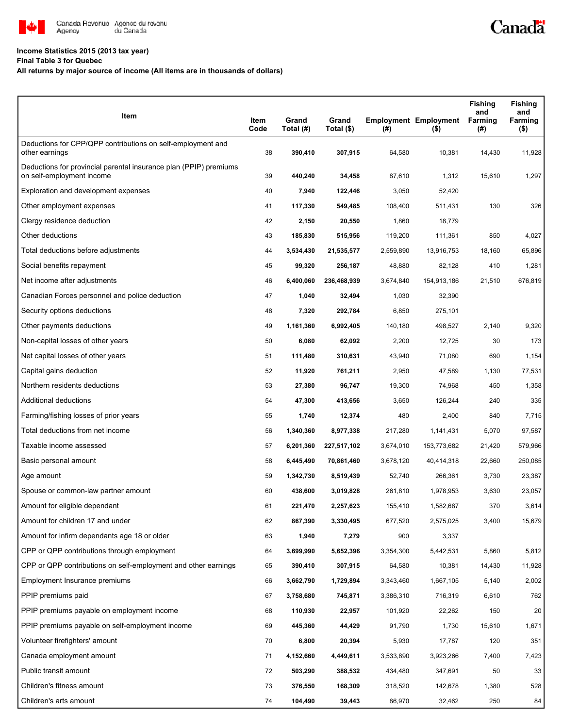**Income Statistics 2015 (2013 tax year)**

**Final Table 3 for Quebec**

**All returns by major source of income (All items are in thousands of dollars)**

| Item | Item Code | Grand Total (#) | Grand Total ($) | Employment (#) | Employment ($) | Fishing and Farming (#) | Fishing and Farming ($) |
|---|---|---|---|---|---|---|---|
| Deductions for CPP/QPP contributions on self-employment and other earnings | 38 | **390,410** | **307,915** | 64,580 | 10,381 | 14,430 | 11,928 |
| Deductions for provincial parental insurance plan (PPIP) premiums on self-employment income | 39 | **440,240** | **34,458** | 87,610 | 1,312 | 15,610 | 1,297 |
| Exploration and development expenses | 40 | **7,940** | **122,446** | 3,050 | 52,420 | | |
| Other employment expenses | 41 | **117,330** | **549,485** | 108,400 | 511,431 | 130 | 326 |
| Clergy residence deduction | 42 | **2,150** | **20,550** | 1,860 | 18,779 | | |
| Other deductions | 43 | **185,830** | **515,956** | 119,200 | 111,361 | 850 | 4,027 |
| Total deductions before adjustments | 44 | **3,534,430** | **21,535,577** | 2,559,890 | 13,916,753 | 18,160 | 65,896 |
| Social benefits repayment | 45 | **99,320** | **256,187** | 48,880 | 82,128 | 410 | 1,281 |
| Net income after adjustments | 46 | **6,400,060** | **236,468,939** | 3,674,840 | 154,913,186 | 21,510 | 676,819 |
| Canadian Forces personnel and police deduction | 47 | **1,040** | **32,494** | 1,030 | 32,390 | | |
| Security options deductions | 48 | **7,320** | **292,784** | 6,850 | 275,101 | | |
| Other payments deductions | 49 | **1,161,360** | **6,992,405** | 140,180 | 498,527 | 2,140 | 9,320 |
| Non-capital losses of other years | 50 | **6,080** | **62,092** | 2,200 | 12,725 | 30 | 173 |
| Net capital losses of other years | 51 | **111,480** | **310,631** | 43,940 | 71,080 | 690 | 1,154 |
| Capital gains deduction | 52 | **11,920** | **761,211** | 2,950 | 47,589 | 1,130 | 77,531 |
| Northern residents deductions | 53 | **27,380** | **96,747** | 19,300 | 74,968 | 450 | 1,358 |
| Additional deductions | 54 | **47,300** | **413,656** | 3,650 | 126,244 | 240 | 335 |
| Farming/fishing losses of prior years | 55 | **1,740** | **12,374** | 480 | 2,400 | 840 | 7,715 |
| Total deductions from net income | 56 | **1,340,360** | **8,977,338** | 217,280 | 1,141,431 | 5,070 | 97,587 |
| Taxable income assessed | 57 | **6,201,360** | **227,517,102** | 3,674,010 | 153,773,682 | 21,420 | 579,966 |
| Basic personal amount | 58 | **6,445,490** | **70,861,460** | 3,678,120 | 40,414,318 | 22,660 | 250,085 |
| Age amount | 59 | **1,342,730** | **8,519,439** | 52,740 | 266,361 | 3,730 | 23,387 |
| Spouse or common-law partner amount | 60 | **438,600** | **3,019,828** | 261,810 | 1,978,953 | 3,630 | 23,057 |
| Amount for eligible dependant | 61 | **221,470** | **2,257,623** | 155,410 | 1,582,687 | 370 | 3,614 |
| Amount for children 17 and under | 62 | **867,390** | **3,330,495** | 677,520 | 2,575,025 | 3,400 | 15,679 |
| Amount for infirm dependants age 18 or older | 63 | **1,940** | **7,279** | 900 | 3,337 | | |
| CPP or QPP contributions through employment | 64 | **3,699,990** | **5,652,396** | 3,354,300 | 5,442,531 | 5,860 | 5,812 |
| CPP or QPP contributions on self-employment and other earnings | 65 | **390,410** | **307,915** | 64,580 | 10,381 | 14,430 | 11,928 |
| Employment Insurance premiums | 66 | **3,662,790** | **1,729,894** | 3,343,460 | 1,667,105 | 5,140 | 2,002 |
| PPIP premiums paid | 67 | **3,758,680** | **745,871** | 3,386,310 | 716,319 | 6,610 | 762 |
| PPIP premiums payable on employment income | 68 | **110,930** | **22,957** | 101,920 | 22,262 | 150 | 20 |
| PPIP premiums payable on self-employment income | 69 | **445,360** | **44,429** | 91,790 | 1,730 | 15,610 | 1,671 |
| Volunteer firefighters' amount | 70 | **6,800** | **20,394** | 5,930 | 17,787 | 120 | 351 |
| Canada employment amount | 71 | **4,152,660** | **4,449,611** | 3,533,890 | 3,923,266 | 7,400 | 7,423 |
| Public transit amount | 72 | **503,290** | **388,532** | 434,480 | 347,691 | 50 | 33 |
| Children's fitness amount | 73 | **376,550** | **168,309** | 318,520 | 142,678 | 1,380 | 528 |
| Children's arts amount | 74 | **104,490** | **39,443** | 86,970 | 32,462 | 250 | 84 |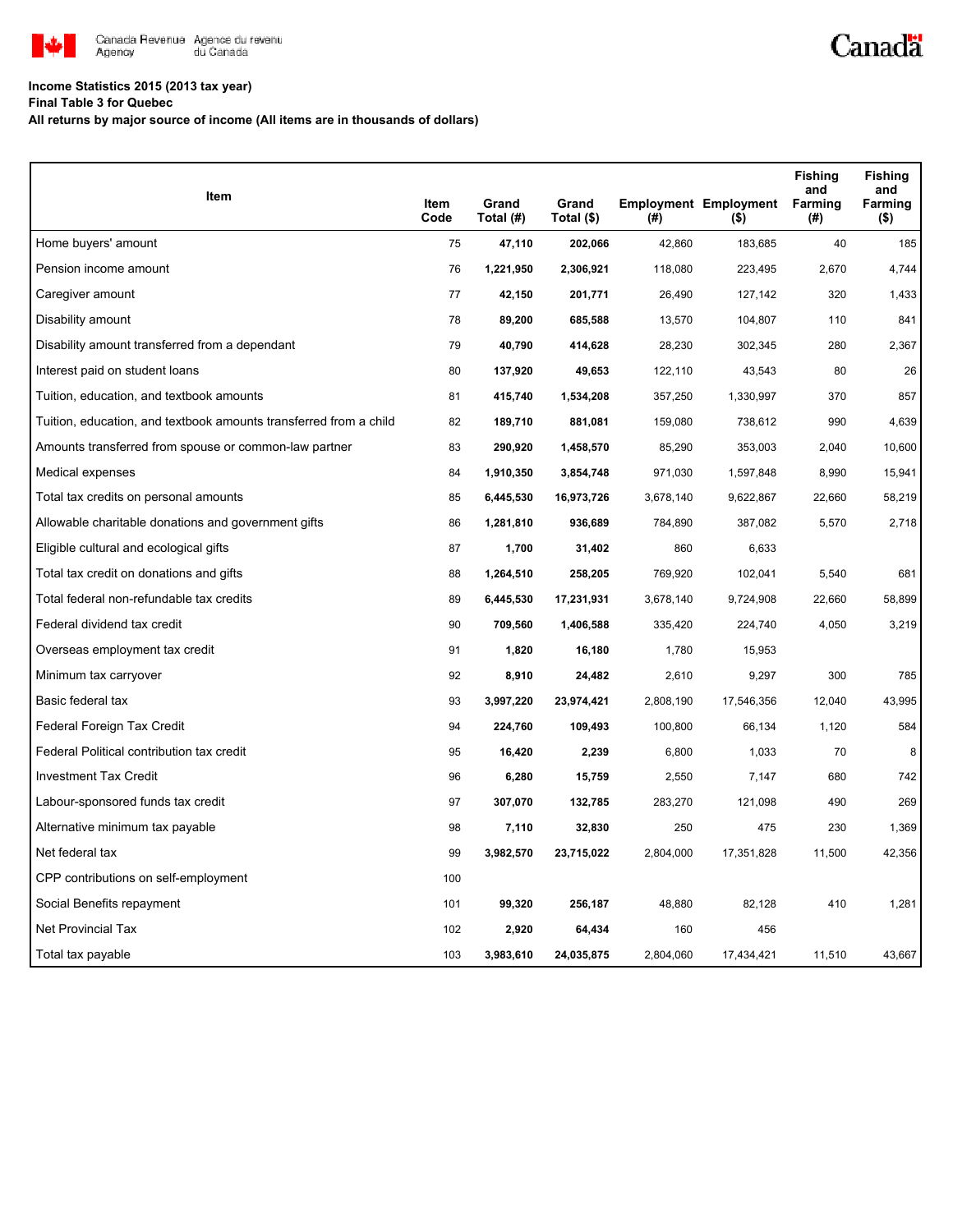**Income Statistics 2015 (2013 tax year)**

**Final Table 3 for Quebec**

**All returns by major source of income (All items are in thousands of dollars)**

| Item | Item Code | Grand Total (#) | Grand Total ($) | Employment (#) | Employment ($) | Fishing and Farming (#) | Fishing and Farming ($) |
|---|---|---|---|---|---|---|---|
| Home buyers' amount | 75 | **47,110** | **202,066** | 42,860 | 183,685 | 40 | 185 |
| Pension income amount | 76 | **1,221,950** | **2,306,921** | 118,080 | 223,495 | 2,670 | 4,744 |
| Caregiver amount | 77 | **42,150** | **201,771** | 26,490 | 127,142 | 320 | 1,433 |
| Disability amount | 78 | **89,200** | **685,588** | 13,570 | 104,807 | 110 | 841 |
| Disability amount transferred from a dependant | 79 | **40,790** | **414,628** | 28,230 | 302,345 | 280 | 2,367 |
| Interest paid on student loans | 80 | **137,920** | **49,653** | 122,110 | 43,543 | 80 | 26 |
| Tuition, education, and textbook amounts | 81 | **415,740** | **1,534,208** | 357,250 | 1,330,997 | 370 | 857 |
| Tuition, education, and textbook amounts transferred from a child | 82 | **189,710** | **881,081** | 159,080 | 738,612 | 990 | 4,639 |
| Amounts transferred from spouse or common-law partner | 83 | **290,920** | **1,458,570** | 85,290 | 353,003 | 2,040 | 10,600 |
| Medical expenses | 84 | **1,910,350** | **3,854,748** | 971,030 | 1,597,848 | 8,990 | 15,941 |
| Total tax credits on personal amounts | 85 | **6,445,530** | **16,973,726** | 3,678,140 | 9,622,867 | 22,660 | 58,219 |
| Allowable charitable donations and government gifts | 86 | **1,281,810** | **936,689** | 784,890 | 387,082 | 5,570 | 2,718 |
| Eligible cultural and ecological gifts | 87 | **1,700** | **31,402** | 860 | 6,633 | | |
| Total tax credit on donations and gifts | 88 | **1,264,510** | **258,205** | 769,920 | 102,041 | 5,540 | 681 |
| Total federal non-refundable tax credits | 89 | **6,445,530** | **17,231,931** | 3,678,140 | 9,724,908 | 22,660 | 58,899 |
| Federal dividend tax credit | 90 | **709,560** | **1,406,588** | 335,420 | 224,740 | 4,050 | 3,219 |
| Overseas employment tax credit | 91 | **1,820** | **16,180** | 1,780 | 15,953 | | |
| Minimum tax carryover | 92 | **8,910** | **24,482** | 2,610 | 9,297 | 300 | 785 |
| Basic federal tax | 93 | **3,997,220** | **23,974,421** | 2,808,190 | 17,546,356 | 12,040 | 43,995 |
| Federal Foreign Tax Credit | 94 | **224,760** | **109,493** | 100,800 | 66,134 | 1,120 | 584 |
| Federal Political contribution tax credit | 95 | **16,420** | **2,239** | 6,800 | 1,033 | 70 | 8 |
| Investment Tax Credit | 96 | **6,280** | **15,759** | 2,550 | 7,147 | 680 | 742 |
| Labour-sponsored funds tax credit | 97 | **307,070** | **132,785** | 283,270 | 121,098 | 490 | 269 |
| Alternative minimum tax payable | 98 | **7,110** | **32,830** | 250 | 475 | 230 | 1,369 |
| Net federal tax | 99 | **3,982,570** | **23,715,022** | 2,804,000 | 17,351,828 | 11,500 | 42,356 |
| CPP contributions on self-employment | 100 | | | | | | |
| Social Benefits repayment | 101 | **99,320** | **256,187** | 48,880 | 82,128 | 410 | 1,281 |
| Net Provincial Tax | 102 | **2,920** | **64,434** | 160 | 456 | | |
| Total tax payable | 103 | **3,983,610** | **24,035,875** | 2,804,060 | 17,434,421 | 11,510 | 43,667 |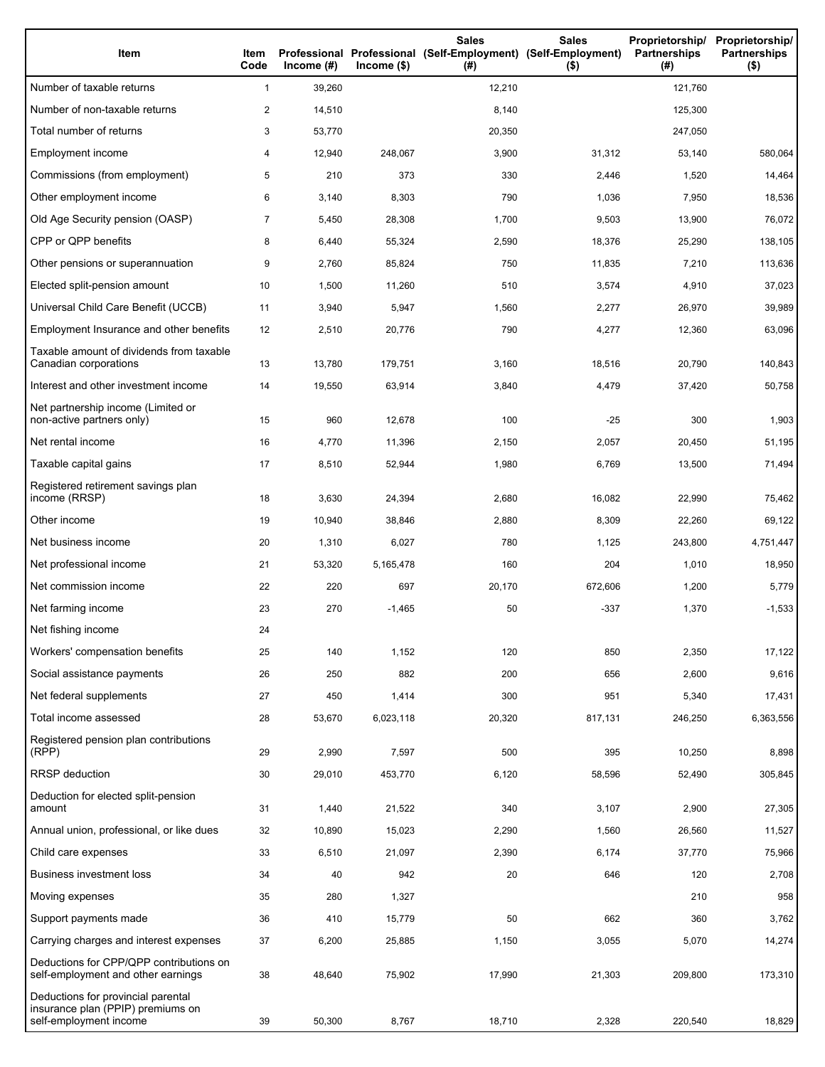| Item | Item Code | Professional Income (#) | Professional Income ($) | Sales (Self-Employment) (#) | Sales (Self-Employment) ($) | Proprietorship/ Partnerships (#) | Proprietorship/ Partnerships ($) |
|---|---|---|---|---|---|---|---|
| Number of taxable returns | 1 | 39,260 | | 12,210 | | 121,760 | |
| Number of non-taxable returns | 2 | 14,510 | | 8,140 | | 125,300 | |
| Total number of returns | 3 | 53,770 | | 20,350 | | 247,050 | |
| Employment income | 4 | 12,940 | 248,067 | 3,900 | 31,312 | 53,140 | 580,064 |
| Commissions (from employment) | 5 | 210 | 373 | 330 | 2,446 | 1,520 | 14,464 |
| Other employment income | 6 | 3,140 | 8,303 | 790 | 1,036 | 7,950 | 18,536 |
| Old Age Security pension (OASP) | 7 | 5,450 | 28,308 | 1,700 | 9,503 | 13,900 | 76,072 |
| CPP or QPP benefits | 8 | 6,440 | 55,324 | 2,590 | 18,376 | 25,290 | 138,105 |
| Other pensions or superannuation | 9 | 2,760 | 85,824 | 750 | 11,835 | 7,210 | 113,636 |
| Elected split-pension amount | 10 | 1,500 | 11,260 | 510 | 3,574 | 4,910 | 37,023 |
| Universal Child Care Benefit (UCCB) | 11 | 3,940 | 5,947 | 1,560 | 2,277 | 26,970 | 39,989 |
| Employment Insurance and other benefits | 12 | 2,510 | 20,776 | 790 | 4,277 | 12,360 | 63,096 |
| Taxable amount of dividends from taxable Canadian corporations | 13 | 13,780 | 179,751 | 3,160 | 18,516 | 20,790 | 140,843 |
| Interest and other investment income | 14 | 19,550 | 63,914 | 3,840 | 4,479 | 37,420 | 50,758 |
| Net partnership income (Limited or non-active partners only) | 15 | 960 | 12,678 | 100 | -25 | 300 | 1,903 |
| Net rental income | 16 | 4,770 | 11,396 | 2,150 | 2,057 | 20,450 | 51,195 |
| Taxable capital gains | 17 | 8,510 | 52,944 | 1,980 | 6,769 | 13,500 | 71,494 |
| Registered retirement savings plan income (RRSP) | 18 | 3,630 | 24,394 | 2,680 | 16,082 | 22,990 | 75,462 |
| Other income | 19 | 10,940 | 38,846 | 2,880 | 8,309 | 22,260 | 69,122 |
| Net business income | 20 | 1,310 | 6,027 | 780 | 1,125 | 243,800 | 4,751,447 |
| Net professional income | 21 | 53,320 | 5,165,478 | 160 | 204 | 1,010 | 18,950 |
| Net commission income | 22 | 220 | 697 | 20,170 | 672,606 | 1,200 | 5,779 |
| Net farming income | 23 | 270 | -1,465 | 50 | -337 | 1,370 | -1,533 |
| Net fishing income | 24 | | | | | | |
| Workers' compensation benefits | 25 | 140 | 1,152 | 120 | 850 | 2,350 | 17,122 |
| Social assistance payments | 26 | 250 | 882 | 200 | 656 | 2,600 | 9,616 |
| Net federal supplements | 27 | 450 | 1,414 | 300 | 951 | 5,340 | 17,431 |
| Total income assessed | 28 | 53,670 | 6,023,118 | 20,320 | 817,131 | 246,250 | 6,363,556 |
| Registered pension plan contributions (RPP) | 29 | 2,990 | 7,597 | 500 | 395 | 10,250 | 8,898 |
| RRSP deduction | 30 | 29,010 | 453,770 | 6,120 | 58,596 | 52,490 | 305,845 |
| Deduction for elected split-pension amount | 31 | 1,440 | 21,522 | 340 | 3,107 | 2,900 | 27,305 |
| Annual union, professional, or like dues | 32 | 10,890 | 15,023 | 2,290 | 1,560 | 26,560 | 11,527 |
| Child care expenses | 33 | 6,510 | 21,097 | 2,390 | 6,174 | 37,770 | 75,966 |
| Business investment loss | 34 | 40 | 942 | 20 | 646 | 120 | 2,708 |
| Moving expenses | 35 | 280 | 1,327 | | | 210 | 958 |
| Support payments made | 36 | 410 | 15,779 | 50 | 662 | 360 | 3,762 |
| Carrying charges and interest expenses | 37 | 6,200 | 25,885 | 1,150 | 3,055 | 5,070 | 14,274 |
| Deductions for CPP/QPP contributions on self-employment and other earnings | 38 | 48,640 | 75,902 | 17,990 | 21,303 | 209,800 | 173,310 |
| Deductions for provincial parental insurance plan (PPIP) premiums on self-employment income | 39 | 50,300 | 8,767 | 18,710 | 2,328 | 220,540 | 18,829 |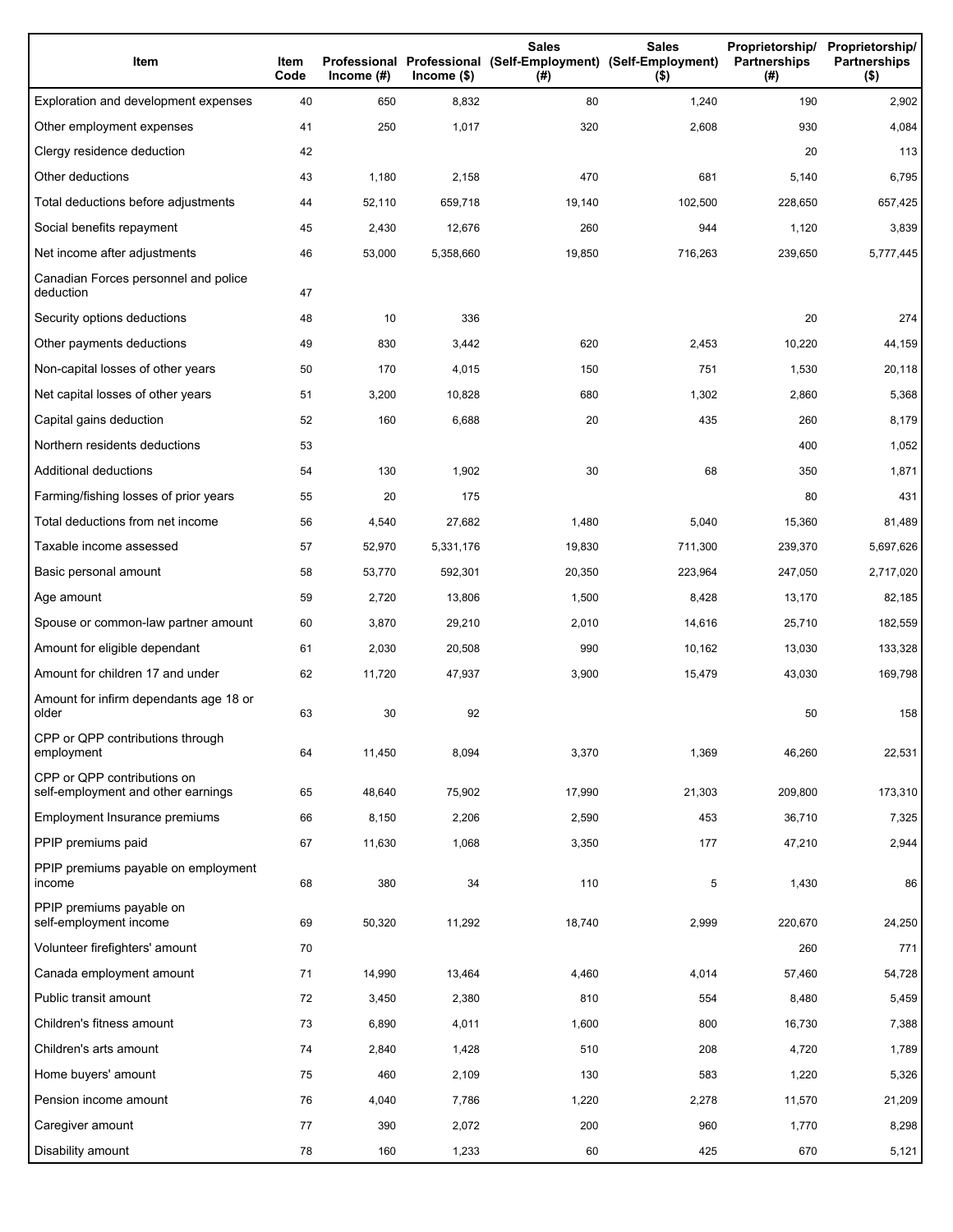| Item | Item Code | Professional Income (#) | Professional Income ($) | Sales (Self-Employment) (#) | Sales (Self-Employment) ($) | Proprietorship/ Partnerships (#) | Proprietorship/ Partnerships ($) |
|---|---|---|---|---|---|---|---|
| Exploration and development expenses | 40 | 650 | 8,832 | 80 | 1,240 | 190 | 2,902 |
| Other employment expenses | 41 | 250 | 1,017 | 320 | 2,608 | 930 | 4,084 |
| Clergy residence deduction | 42 | | | | | 20 | 113 |
| Other deductions | 43 | 1,180 | 2,158 | 470 | 681 | 5,140 | 6,795 |
| Total deductions before adjustments | 44 | 52,110 | 659,718 | 19,140 | 102,500 | 228,650 | 657,425 |
| Social benefits repayment | 45 | 2,430 | 12,676 | 260 | 944 | 1,120 | 3,839 |
| Net income after adjustments | 46 | 53,000 | 5,358,660 | 19,850 | 716,263 | 239,650 | 5,777,445 |
| Canadian Forces personnel and police deduction | 47 | | | | | | |
| Security options deductions | 48 | 10 | 336 | | | 20 | 274 |
| Other payments deductions | 49 | 830 | 3,442 | 620 | 2,453 | 10,220 | 44,159 |
| Non-capital losses of other years | 50 | 170 | 4,015 | 150 | 751 | 1,530 | 20,118 |
| Net capital losses of other years | 51 | 3,200 | 10,828 | 680 | 1,302 | 2,860 | 5,368 |
| Capital gains deduction | 52 | 160 | 6,688 | 20 | 435 | 260 | 8,179 |
| Northern residents deductions | 53 | | | | | 400 | 1,052 |
| Additional deductions | 54 | 130 | 1,902 | 30 | 68 | 350 | 1,871 |
| Farming/fishing losses of prior years | 55 | 20 | 175 | | | 80 | 431 |
| Total deductions from net income | 56 | 4,540 | 27,682 | 1,480 | 5,040 | 15,360 | 81,489 |
| Taxable income assessed | 57 | 52,970 | 5,331,176 | 19,830 | 711,300 | 239,370 | 5,697,626 |
| Basic personal amount | 58 | 53,770 | 592,301 | 20,350 | 223,964 | 247,050 | 2,717,020 |
| Age amount | 59 | 2,720 | 13,806 | 1,500 | 8,428 | 13,170 | 82,185 |
| Spouse or common-law partner amount | 60 | 3,870 | 29,210 | 2,010 | 14,616 | 25,710 | 182,559 |
| Amount for eligible dependant | 61 | 2,030 | 20,508 | 990 | 10,162 | 13,030 | 133,328 |
| Amount for children 17 and under | 62 | 11,720 | 47,937 | 3,900 | 15,479 | 43,030 | 169,798 |
| Amount for infirm dependants age 18 or older | 63 | 30 | 92 | | | 50 | 158 |
| CPP or QPP contributions through employment | 64 | 11,450 | 8,094 | 3,370 | 1,369 | 46,260 | 22,531 |
| CPP or QPP contributions on self-employment and other earnings | 65 | 48,640 | 75,902 | 17,990 | 21,303 | 209,800 | 173,310 |
| Employment Insurance premiums | 66 | 8,150 | 2,206 | 2,590 | 453 | 36,710 | 7,325 |
| PPIP premiums paid | 67 | 11,630 | 1,068 | 3,350 | 177 | 47,210 | 2,944 |
| PPIP premiums payable on employment income | 68 | 380 | 34 | 110 | 5 | 1,430 | 86 |
| PPIP premiums payable on self-employment income | 69 | 50,320 | 11,292 | 18,740 | 2,999 | 220,670 | 24,250 |
| Volunteer firefighters' amount | 70 | | | | | 260 | 771 |
| Canada employment amount | 71 | 14,990 | 13,464 | 4,460 | 4,014 | 57,460 | 54,728 |
| Public transit amount | 72 | 3,450 | 2,380 | 810 | 554 | 8,480 | 5,459 |
| Children's fitness amount | 73 | 6,890 | 4,011 | 1,600 | 800 | 16,730 | 7,388 |
| Children's arts amount | 74 | 2,840 | 1,428 | 510 | 208 | 4,720 | 1,789 |
| Home buyers' amount | 75 | 460 | 2,109 | 130 | 583 | 1,220 | 5,326 |
| Pension income amount | 76 | 4,040 | 7,786 | 1,220 | 2,278 | 11,570 | 21,209 |
| Caregiver amount | 77 | 390 | 2,072 | 200 | 960 | 1,770 | 8,298 |
| Disability amount | 78 | 160 | 1,233 | 60 | 425 | 670 | 5,121 |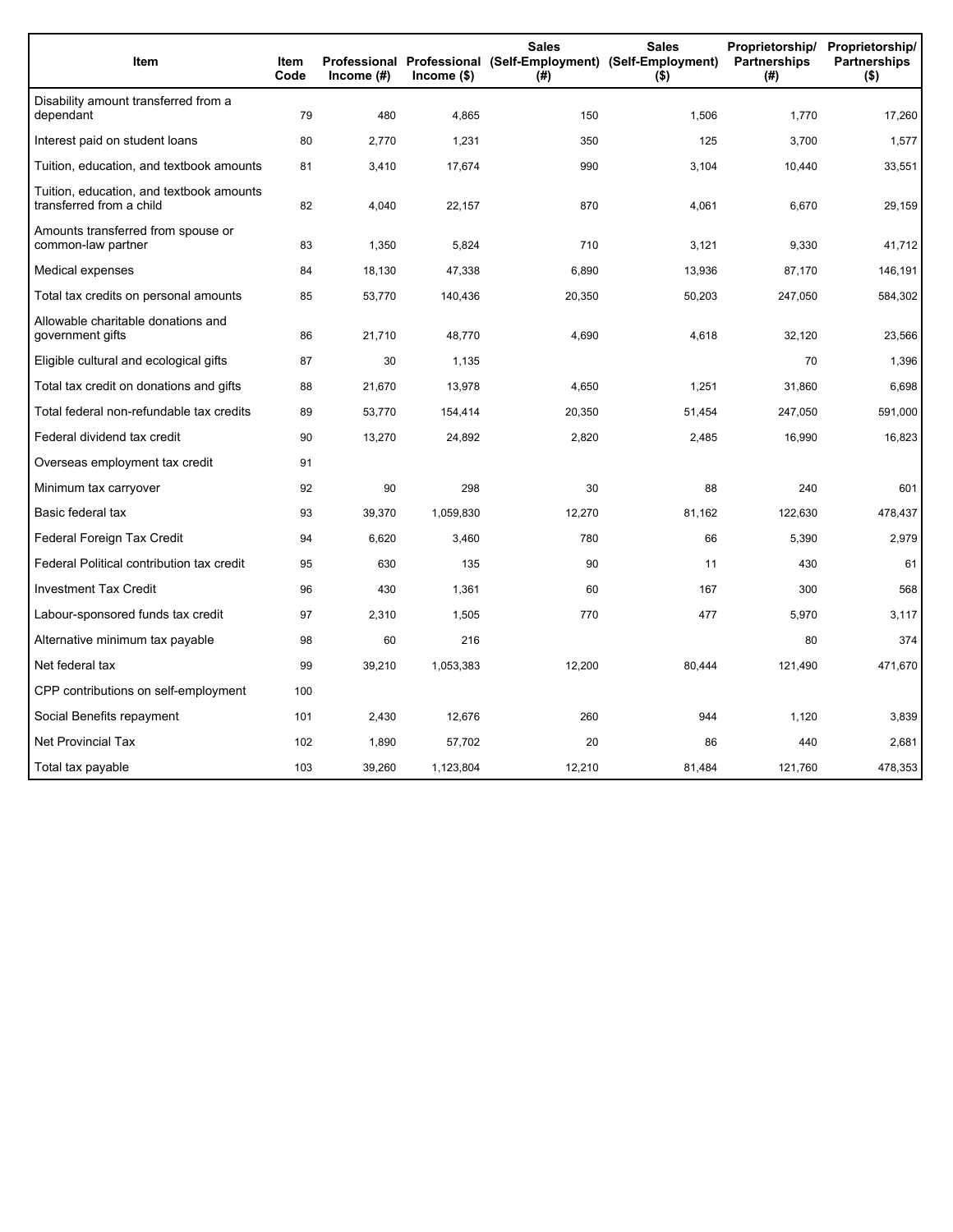| Item | Item Code | Professional Income (#) | Professional Income ($) | Sales (Self-Employment) (#) | Sales (Self-Employment) ($) | Proprietorship/ Partnerships (#) | Proprietorship/ Partnerships ($) |
|---|---|---|---|---|---|---|---|
| Disability amount transferred from a dependant | 79 | 480 | 4,865 | 150 | 1,506 | 1,770 | 17,260 |
| Interest paid on student loans | 80 | 2,770 | 1,231 | 350 | 125 | 3,700 | 1,577 |
| Tuition, education, and textbook amounts | 81 | 3,410 | 17,674 | 990 | 3,104 | 10,440 | 33,551 |
| Tuition, education, and textbook amounts transferred from a child | 82 | 4,040 | 22,157 | 870 | 4,061 | 6,670 | 29,159 |
| Amounts transferred from spouse or common-law partner | 83 | 1,350 | 5,824 | 710 | 3,121 | 9,330 | 41,712 |
| Medical expenses | 84 | 18,130 | 47,338 | 6,890 | 13,936 | 87,170 | 146,191 |
| Total tax credits on personal amounts | 85 | 53,770 | 140,436 | 20,350 | 50,203 | 247,050 | 584,302 |
| Allowable charitable donations and government gifts | 86 | 21,710 | 48,770 | 4,690 | 4,618 | 32,120 | 23,566 |
| Eligible cultural and ecological gifts | 87 | 30 | 1,135 | | | 70 | 1,396 |
| Total tax credit on donations and gifts | 88 | 21,670 | 13,978 | 4,650 | 1,251 | 31,860 | 6,698 |
| Total federal non-refundable tax credits | 89 | 53,770 | 154,414 | 20,350 | 51,454 | 247,050 | 591,000 |
| Federal dividend tax credit | 90 | 13,270 | 24,892 | 2,820 | 2,485 | 16,990 | 16,823 |
| Overseas employment tax credit | 91 | | | | | | |
| Minimum tax carryover | 92 | 90 | 298 | 30 | 88 | 240 | 601 |
| Basic federal tax | 93 | 39,370 | 1,059,830 | 12,270 | 81,162 | 122,630 | 478,437 |
| Federal Foreign Tax Credit | 94 | 6,620 | 3,460 | 780 | 66 | 5,390 | 2,979 |
| Federal Political contribution tax credit | 95 | 630 | 135 | 90 | 11 | 430 | 61 |
| Investment Tax Credit | 96 | 430 | 1,361 | 60 | 167 | 300 | 568 |
| Labour-sponsored funds tax credit | 97 | 2,310 | 1,505 | 770 | 477 | 5,970 | 3,117 |
| Alternative minimum tax payable | 98 | 60 | 216 | | | 80 | 374 |
| Net federal tax | 99 | 39,210 | 1,053,383 | 12,200 | 80,444 | 121,490 | 471,670 |
| CPP contributions on self-employment | 100 | | | | | | |
| Social Benefits repayment | 101 | 2,430 | 12,676 | 260 | 944 | 1,120 | 3,839 |
| Net Provincial Tax | 102 | 1,890 | 57,702 | 20 | 86 | 440 | 2,681 |
| Total tax payable | 103 | 39,260 | 1,123,804 | 12,210 | 81,484 | 121,760 | 478,353 |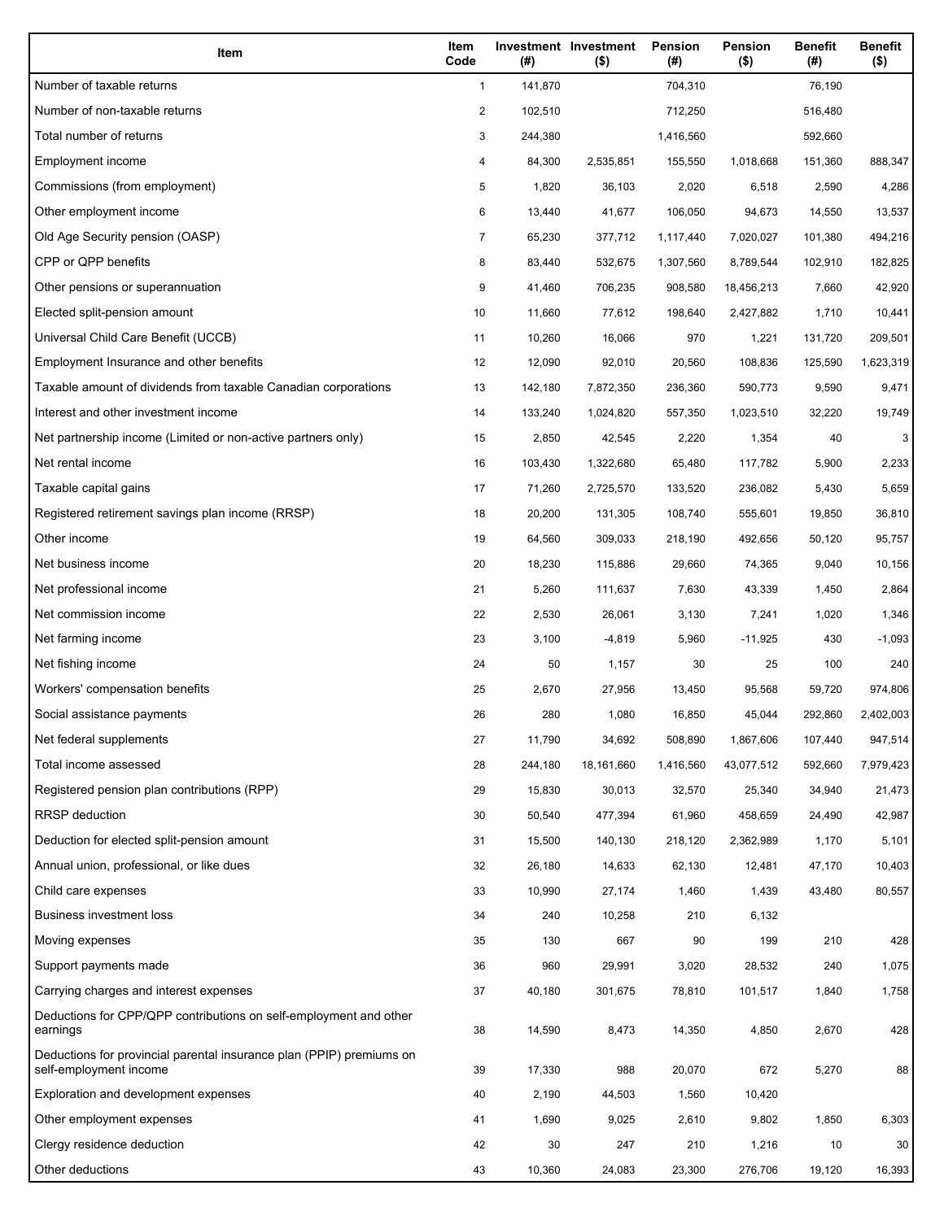| Item | Item Code | Investment (#) | Investment ($) | Pension (#) | Pension ($) | Benefit (#) | Benefit ($) |
| --- | --- | --- | --- | --- | --- | --- | --- |
| Number of taxable returns | 1 | 141,870 | | 704,310 | | 76,190 | |
| Number of non-taxable returns | 2 | 102,510 | | 712,250 | | 516,480 | |
| Total number of returns | 3 | 244,380 | | 1,416,560 | | 592,660 | |
| Employment income | 4 | 84,300 | 2,535,851 | 155,550 | 1,018,668 | 151,360 | 888,347 |
| Commissions (from employment) | 5 | 1,820 | 36,103 | 2,020 | 6,518 | 2,590 | 4,286 |
| Other employment income | 6 | 13,440 | 41,677 | 106,050 | 94,673 | 14,550 | 13,537 |
| Old Age Security pension (OASP) | 7 | 65,230 | 377,712 | 1,117,440 | 7,020,027 | 101,380 | 494,216 |
| CPP or QPP benefits | 8 | 83,440 | 532,675 | 1,307,560 | 8,789,544 | 102,910 | 182,825 |
| Other pensions or superannuation | 9 | 41,460 | 706,235 | 908,580 | 18,456,213 | 7,660 | 42,920 |
| Elected split-pension amount | 10 | 11,660 | 77,612 | 198,640 | 2,427,882 | 1,710 | 10,441 |
| Universal Child Care Benefit (UCCB) | 11 | 10,260 | 16,066 | 970 | 1,221 | 131,720 | 209,501 |
| Employment Insurance and other benefits | 12 | 12,090 | 92,010 | 20,560 | 108,836 | 125,590 | 1,623,319 |
| Taxable amount of dividends from taxable Canadian corporations | 13 | 142,180 | 7,872,350 | 236,360 | 590,773 | 9,590 | 9,471 |
| Interest and other investment income | 14 | 133,240 | 1,024,820 | 557,350 | 1,023,510 | 32,220 | 19,749 |
| Net partnership income (Limited or non-active partners only) | 15 | 2,850 | 42,545 | 2,220 | 1,354 | 40 | 3 |
| Net rental income | 16 | 103,430 | 1,322,680 | 65,480 | 117,782 | 5,900 | 2,233 |
| Taxable capital gains | 17 | 71,260 | 2,725,570 | 133,520 | 236,082 | 5,430 | 5,659 |
| Registered retirement savings plan income (RRSP) | 18 | 20,200 | 131,305 | 108,740 | 555,601 | 19,850 | 36,810 |
| Other income | 19 | 64,560 | 309,033 | 218,190 | 492,656 | 50,120 | 95,757 |
| Net business income | 20 | 18,230 | 115,886 | 29,660 | 74,365 | 9,040 | 10,156 |
| Net professional income | 21 | 5,260 | 111,637 | 7,630 | 43,339 | 1,450 | 2,864 |
| Net commission income | 22 | 2,530 | 26,061 | 3,130 | 7,241 | 1,020 | 1,346 |
| Net farming income | 23 | 3,100 | -4,819 | 5,960 | -11,925 | 430 | -1,093 |
| Net fishing income | 24 | 50 | 1,157 | 30 | 25 | 100 | 240 |
| Workers' compensation benefits | 25 | 2,670 | 27,956 | 13,450 | 95,568 | 59,720 | 974,806 |
| Social assistance payments | 26 | 280 | 1,080 | 16,850 | 45,044 | 292,860 | 2,402,003 |
| Net federal supplements | 27 | 11,790 | 34,692 | 508,890 | 1,867,606 | 107,440 | 947,514 |
| Total income assessed | 28 | 244,180 | 18,161,660 | 1,416,560 | 43,077,512 | 592,660 | 7,979,423 |
| Registered pension plan contributions (RPP) | 29 | 15,830 | 30,013 | 32,570 | 25,340 | 34,940 | 21,473 |
| RRSP deduction | 30 | 50,540 | 477,394 | 61,960 | 458,659 | 24,490 | 42,987 |
| Deduction for elected split-pension amount | 31 | 15,500 | 140,130 | 218,120 | 2,362,989 | 1,170 | 5,101 |
| Annual union, professional, or like dues | 32 | 26,180 | 14,633 | 62,130 | 12,481 | 47,170 | 10,403 |
| Child care expenses | 33 | 10,990 | 27,174 | 1,460 | 1,439 | 43,480 | 80,557 |
| Business investment loss | 34 | 240 | 10,258 | 210 | 6,132 | | |
| Moving expenses | 35 | 130 | 667 | 90 | 199 | 210 | 428 |
| Support payments made | 36 | 960 | 29,991 | 3,020 | 28,532 | 240 | 1,075 |
| Carrying charges and interest expenses | 37 | 40,180 | 301,675 | 78,810 | 101,517 | 1,840 | 1,758 |
| Deductions for CPP/QPP contributions on self-employment and other earnings | 38 | 14,590 | 8,473 | 14,350 | 4,850 | 2,670 | 428 |
| Deductions for provincial parental insurance plan (PPIP) premiums on self-employment income | 39 | 17,330 | 988 | 20,070 | 672 | 5,270 | 88 |
| Exploration and development expenses | 40 | 2,190 | 44,503 | 1,560 | 10,420 | | |
| Other employment expenses | 41 | 1,690 | 9,025 | 2,610 | 9,802 | 1,850 | 6,303 |
| Clergy residence deduction | 42 | 30 | 247 | 210 | 1,216 | 10 | 30 |
| Other deductions | 43 | 10,360 | 24,083 | 23,300 | 276,706 | 19,120 | 16,393 |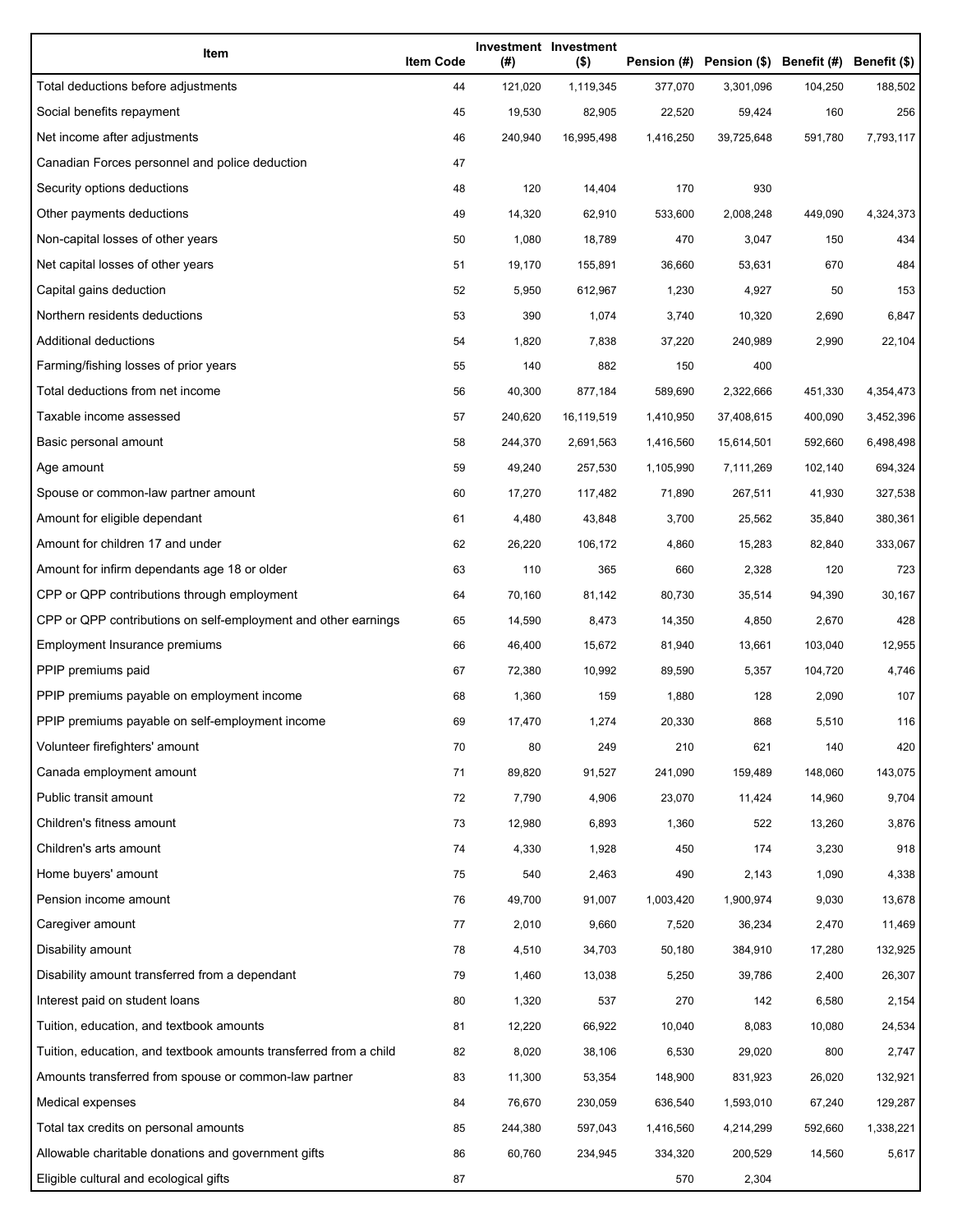| Item | Item Code | Investment (#) | Investment ($) | Pension (#) | Pension ($) | Benefit (#) | Benefit ($) |
| --- | --- | --- | --- | --- | --- | --- | --- |
| Total deductions before adjustments | 44 | 121,020 | 1,119,345 | 377,070 | 3,301,096 | 104,250 | 188,502 |
| Social benefits repayment | 45 | 19,530 | 82,905 | 22,520 | 59,424 | 160 | 256 |
| Net income after adjustments | 46 | 240,940 | 16,995,498 | 1,416,250 | 39,725,648 | 591,780 | 7,793,117 |
| Canadian Forces personnel and police deduction | 47 | | | | | | |
| Security options deductions | 48 | 120 | 14,404 | 170 | 930 | | |
| Other payments deductions | 49 | 14,320 | 62,910 | 533,600 | 2,008,248 | 449,090 | 4,324,373 |
| Non-capital losses of other years | 50 | 1,080 | 18,789 | 470 | 3,047 | 150 | 434 |
| Net capital losses of other years | 51 | 19,170 | 155,891 | 36,660 | 53,631 | 670 | 484 |
| Capital gains deduction | 52 | 5,950 | 612,967 | 1,230 | 4,927 | 50 | 153 |
| Northern residents deductions | 53 | 390 | 1,074 | 3,740 | 10,320 | 2,690 | 6,847 |
| Additional deductions | 54 | 1,820 | 7,838 | 37,220 | 240,989 | 2,990 | 22,104 |
| Farming/fishing losses of prior years | 55 | 140 | 882 | 150 | 400 | | |
| Total deductions from net income | 56 | 40,300 | 877,184 | 589,690 | 2,322,666 | 451,330 | 4,354,473 |
| Taxable income assessed | 57 | 240,620 | 16,119,519 | 1,410,950 | 37,408,615 | 400,090 | 3,452,396 |
| Basic personal amount | 58 | 244,370 | 2,691,563 | 1,416,560 | 15,614,501 | 592,660 | 6,498,498 |
| Age amount | 59 | 49,240 | 257,530 | 1,105,990 | 7,111,269 | 102,140 | 694,324 |
| Spouse or common-law partner amount | 60 | 17,270 | 117,482 | 71,890 | 267,511 | 41,930 | 327,538 |
| Amount for eligible dependant | 61 | 4,480 | 43,848 | 3,700 | 25,562 | 35,840 | 380,361 |
| Amount for children 17 and under | 62 | 26,220 | 106,172 | 4,860 | 15,283 | 82,840 | 333,067 |
| Amount for infirm dependants age 18 or older | 63 | 110 | 365 | 660 | 2,328 | 120 | 723 |
| CPP or QPP contributions through employment | 64 | 70,160 | 81,142 | 80,730 | 35,514 | 94,390 | 30,167 |
| CPP or QPP contributions on self-employment and other earnings | 65 | 14,590 | 8,473 | 14,350 | 4,850 | 2,670 | 428 |
| Employment Insurance premiums | 66 | 46,400 | 15,672 | 81,940 | 13,661 | 103,040 | 12,955 |
| PPIP premiums paid | 67 | 72,380 | 10,992 | 89,590 | 5,357 | 104,720 | 4,746 |
| PPIP premiums payable on employment income | 68 | 1,360 | 159 | 1,880 | 128 | 2,090 | 107 |
| PPIP premiums payable on self-employment income | 69 | 17,470 | 1,274 | 20,330 | 868 | 5,510 | 116 |
| Volunteer firefighters' amount | 70 | 80 | 249 | 210 | 621 | 140 | 420 |
| Canada employment amount | 71 | 89,820 | 91,527 | 241,090 | 159,489 | 148,060 | 143,075 |
| Public transit amount | 72 | 7,790 | 4,906 | 23,070 | 11,424 | 14,960 | 9,704 |
| Children's fitness amount | 73 | 12,980 | 6,893 | 1,360 | 522 | 13,260 | 3,876 |
| Children's arts amount | 74 | 4,330 | 1,928 | 450 | 174 | 3,230 | 918 |
| Home buyers' amount | 75 | 540 | 2,463 | 490 | 2,143 | 1,090 | 4,338 |
| Pension income amount | 76 | 49,700 | 91,007 | 1,003,420 | 1,900,974 | 9,030 | 13,678 |
| Caregiver amount | 77 | 2,010 | 9,660 | 7,520 | 36,234 | 2,470 | 11,469 |
| Disability amount | 78 | 4,510 | 34,703 | 50,180 | 384,910 | 17,280 | 132,925 |
| Disability amount transferred from a dependant | 79 | 1,460 | 13,038 | 5,250 | 39,786 | 2,400 | 26,307 |
| Interest paid on student loans | 80 | 1,320 | 537 | 270 | 142 | 6,580 | 2,154 |
| Tuition, education, and textbook amounts | 81 | 12,220 | 66,922 | 10,040 | 8,083 | 10,080 | 24,534 |
| Tuition, education, and textbook amounts transferred from a child | 82 | 8,020 | 38,106 | 6,530 | 29,020 | 800 | 2,747 |
| Amounts transferred from spouse or common-law partner | 83 | 11,300 | 53,354 | 148,900 | 831,923 | 26,020 | 132,921 |
| Medical expenses | 84 | 76,670 | 230,059 | 636,540 | 1,593,010 | 67,240 | 129,287 |
| Total tax credits on personal amounts | 85 | 244,380 | 597,043 | 1,416,560 | 4,214,299 | 592,660 | 1,338,221 |
| Allowable charitable donations and government gifts | 86 | 60,760 | 234,945 | 334,320 | 200,529 | 14,560 | 5,617 |
| Eligible cultural and ecological gifts | 87 | | | 570 | 2,304 | | |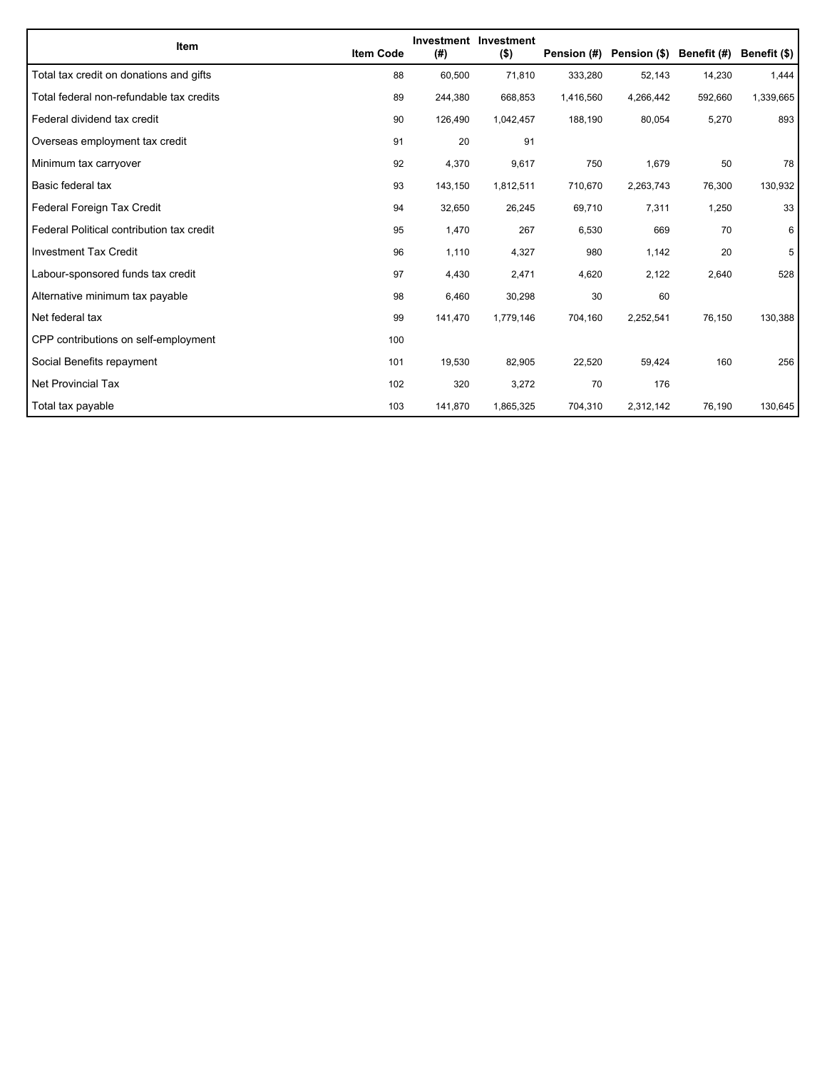| Item | Item Code | Investment (#) | Investment ($) | Pension (#) | Pension ($) | Benefit (#) | Benefit ($) |
|---|---|---|---|---|---|---|---|
| Total tax credit on donations and gifts | 88 | 60,500 | 71,810 | 333,280 | 52,143 | 14,230 | 1,444 |
| Total federal non-refundable tax credits | 89 | 244,380 | 668,853 | 1,416,560 | 4,266,442 | 592,660 | 1,339,665 |
| Federal dividend tax credit | 90 | 126,490 | 1,042,457 | 188,190 | 80,054 | 5,270 | 893 |
| Overseas employment tax credit | 91 | 20 | 91 | | | | |
| Minimum tax carryover | 92 | 4,370 | 9,617 | 750 | 1,679 | 50 | 78 |
| Basic federal tax | 93 | 143,150 | 1,812,511 | 710,670 | 2,263,743 | 76,300 | 130,932 |
| Federal Foreign Tax Credit | 94 | 32,650 | 26,245 | 69,710 | 7,311 | 1,250 | 33 |
| Federal Political contribution tax credit | 95 | 1,470 | 267 | 6,530 | 669 | 70 | 6 |
| Investment Tax Credit | 96 | 1,110 | 4,327 | 980 | 1,142 | 20 | 5 |
| Labour-sponsored funds tax credit | 97 | 4,430 | 2,471 | 4,620 | 2,122 | 2,640 | 528 |
| Alternative minimum tax payable | 98 | 6,460 | 30,298 | 30 | 60 | | |
| Net federal tax | 99 | 141,470 | 1,779,146 | 704,160 | 2,252,541 | 76,150 | 130,388 |
| CPP contributions on self-employment | 100 | | | | | | |
| Social Benefits repayment | 101 | 19,530 | 82,905 | 22,520 | 59,424 | 160 | 256 |
| Net Provincial Tax | 102 | 320 | 3,272 | 70 | 176 | | |
| Total tax payable | 103 | 141,870 | 1,865,325 | 704,310 | 2,312,142 | 76,190 | 130,645 |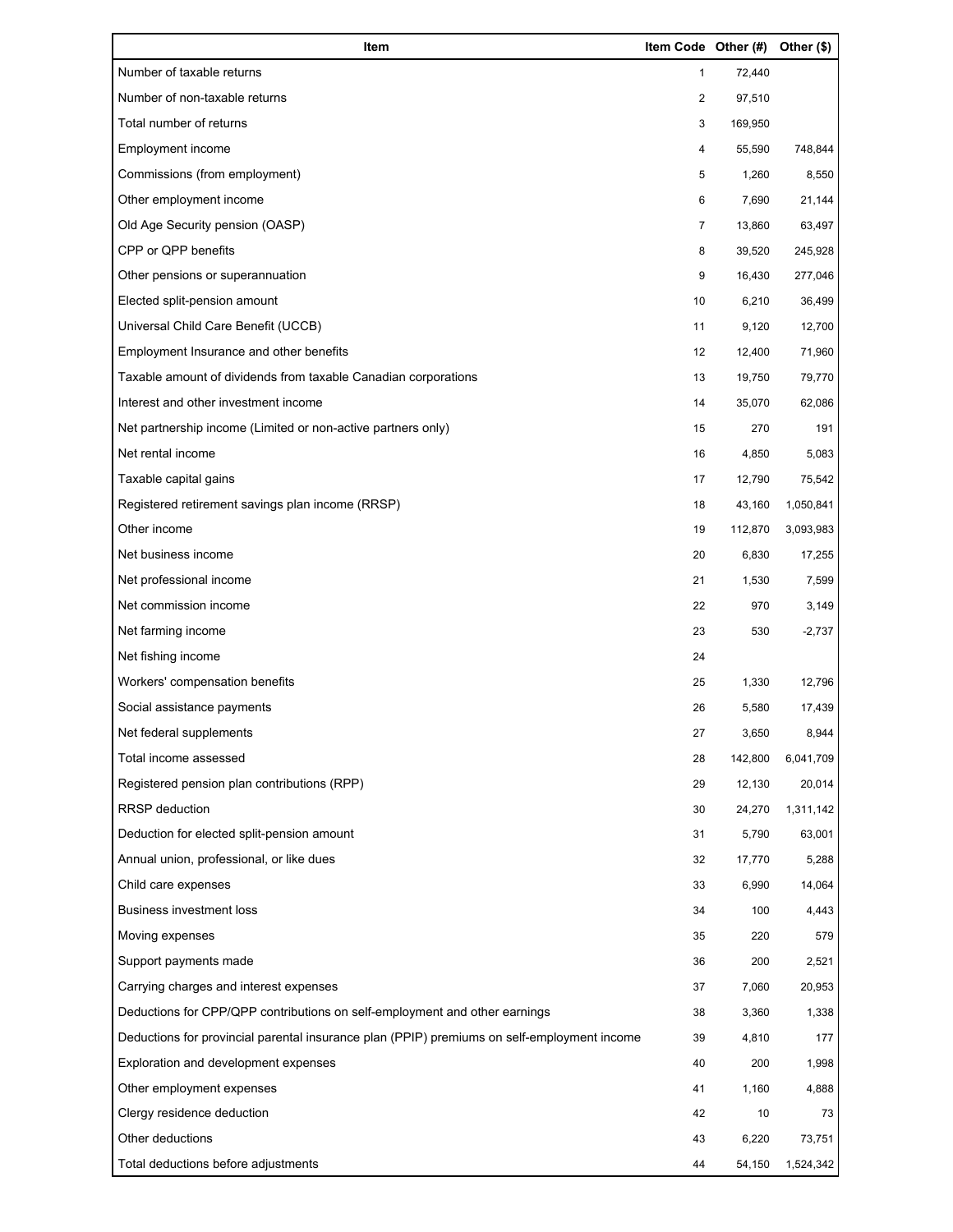| Item | Item Code | Other (#) | Other ($) |
| --- | --- | --- | --- |
| Number of taxable returns | 1 | 72,440 | |
| Number of non-taxable returns | 2 | 97,510 | |
| Total number of returns | 3 | 169,950 | |
| Employment income | 4 | 55,590 | 748,844 |
| Commissions (from employment) | 5 | 1,260 | 8,550 |
| Other employment income | 6 | 7,690 | 21,144 |
| Old Age Security pension (OASP) | 7 | 13,860 | 63,497 |
| CPP or QPP benefits | 8 | 39,520 | 245,928 |
| Other pensions or superannuation | 9 | 16,430 | 277,046 |
| Elected split-pension amount | 10 | 6,210 | 36,499 |
| Universal Child Care Benefit (UCCB) | 11 | 9,120 | 12,700 |
| Employment Insurance and other benefits | 12 | 12,400 | 71,960 |
| Taxable amount of dividends from taxable Canadian corporations | 13 | 19,750 | 79,770 |
| Interest and other investment income | 14 | 35,070 | 62,086 |
| Net partnership income (Limited or non-active partners only) | 15 | 270 | 191 |
| Net rental income | 16 | 4,850 | 5,083 |
| Taxable capital gains | 17 | 12,790 | 75,542 |
| Registered retirement savings plan income (RRSP) | 18 | 43,160 | 1,050,841 |
| Other income | 19 | 112,870 | 3,093,983 |
| Net business income | 20 | 6,830 | 17,255 |
| Net professional income | 21 | 1,530 | 7,599 |
| Net commission income | 22 | 970 | 3,149 |
| Net farming income | 23 | 530 | -2,737 |
| Net fishing income | 24 | | |
| Workers' compensation benefits | 25 | 1,330 | 12,796 |
| Social assistance payments | 26 | 5,580 | 17,439 |
| Net federal supplements | 27 | 3,650 | 8,944 |
| Total income assessed | 28 | 142,800 | 6,041,709 |
| Registered pension plan contributions (RPP) | 29 | 12,130 | 20,014 |
| RRSP deduction | 30 | 24,270 | 1,311,142 |
| Deduction for elected split-pension amount | 31 | 5,790 | 63,001 |
| Annual union, professional, or like dues | 32 | 17,770 | 5,288 |
| Child care expenses | 33 | 6,990 | 14,064 |
| Business investment loss | 34 | 100 | 4,443 |
| Moving expenses | 35 | 220 | 579 |
| Support payments made | 36 | 200 | 2,521 |
| Carrying charges and interest expenses | 37 | 7,060 | 20,953 |
| Deductions for CPP/QPP contributions on self-employment and other earnings | 38 | 3,360 | 1,338 |
| Deductions for provincial parental insurance plan (PPIP) premiums on self-employment income | 39 | 4,810 | 177 |
| Exploration and development expenses | 40 | 200 | 1,998 |
| Other employment expenses | 41 | 1,160 | 4,888 |
| Clergy residence deduction | 42 | 10 | 73 |
| Other deductions | 43 | 6,220 | 73,751 |
| Total deductions before adjustments | 44 | 54,150 | 1,524,342 |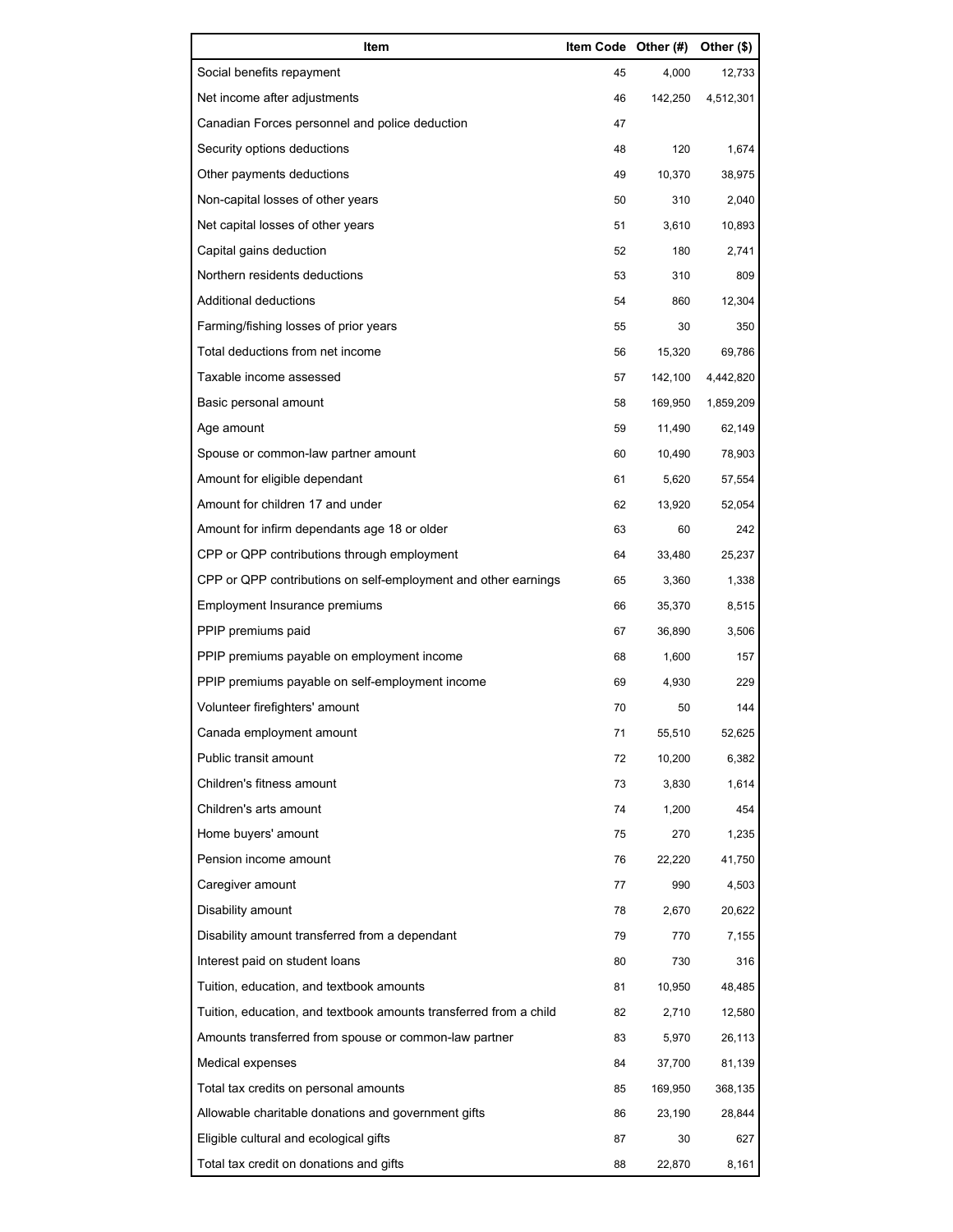| Item | Item Code | Other (#) | Other ($) |
| --- | --- | --- | --- |
| Social benefits repayment | 45 | 4,000 | 12,733 |
| Net income after adjustments | 46 | 142,250 | 4,512,301 |
| Canadian Forces personnel and police deduction | 47 | | |
| Security options deductions | 48 | 120 | 1,674 |
| Other payments deductions | 49 | 10,370 | 38,975 |
| Non-capital losses of other years | 50 | 310 | 2,040 |
| Net capital losses of other years | 51 | 3,610 | 10,893 |
| Capital gains deduction | 52 | 180 | 2,741 |
| Northern residents deductions | 53 | 310 | 809 |
| Additional deductions | 54 | 860 | 12,304 |
| Farming/fishing losses of prior years | 55 | 30 | 350 |
| Total deductions from net income | 56 | 15,320 | 69,786 |
| Taxable income assessed | 57 | 142,100 | 4,442,820 |
| Basic personal amount | 58 | 169,950 | 1,859,209 |
| Age amount | 59 | 11,490 | 62,149 |
| Spouse or common-law partner amount | 60 | 10,490 | 78,903 |
| Amount for eligible dependant | 61 | 5,620 | 57,554 |
| Amount for children 17 and under | 62 | 13,920 | 52,054 |
| Amount for infirm dependants age 18 or older | 63 | 60 | 242 |
| CPP or QPP contributions through employment | 64 | 33,480 | 25,237 |
| CPP or QPP contributions on self-employment and other earnings | 65 | 3,360 | 1,338 |
| Employment Insurance premiums | 66 | 35,370 | 8,515 |
| PPIP premiums paid | 67 | 36,890 | 3,506 |
| PPIP premiums payable on employment income | 68 | 1,600 | 157 |
| PPIP premiums payable on self-employment income | 69 | 4,930 | 229 |
| Volunteer firefighters' amount | 70 | 50 | 144 |
| Canada employment amount | 71 | 55,510 | 52,625 |
| Public transit amount | 72 | 10,200 | 6,382 |
| Children's fitness amount | 73 | 3,830 | 1,614 |
| Children's arts amount | 74 | 1,200 | 454 |
| Home buyers' amount | 75 | 270 | 1,235 |
| Pension income amount | 76 | 22,220 | 41,750 |
| Caregiver amount | 77 | 990 | 4,503 |
| Disability amount | 78 | 2,670 | 20,622 |
| Disability amount transferred from a dependant | 79 | 770 | 7,155 |
| Interest paid on student loans | 80 | 730 | 316 |
| Tuition, education, and textbook amounts | 81 | 10,950 | 48,485 |
| Tuition, education, and textbook amounts transferred from a child | 82 | 2,710 | 12,580 |
| Amounts transferred from spouse or common-law partner | 83 | 5,970 | 26,113 |
| Medical expenses | 84 | 37,700 | 81,139 |
| Total tax credits on personal amounts | 85 | 169,950 | 368,135 |
| Allowable charitable donations and government gifts | 86 | 23,190 | 28,844 |
| Eligible cultural and ecological gifts | 87 | 30 | 627 |
| Total tax credit on donations and gifts | 88 | 22,870 | 8,161 |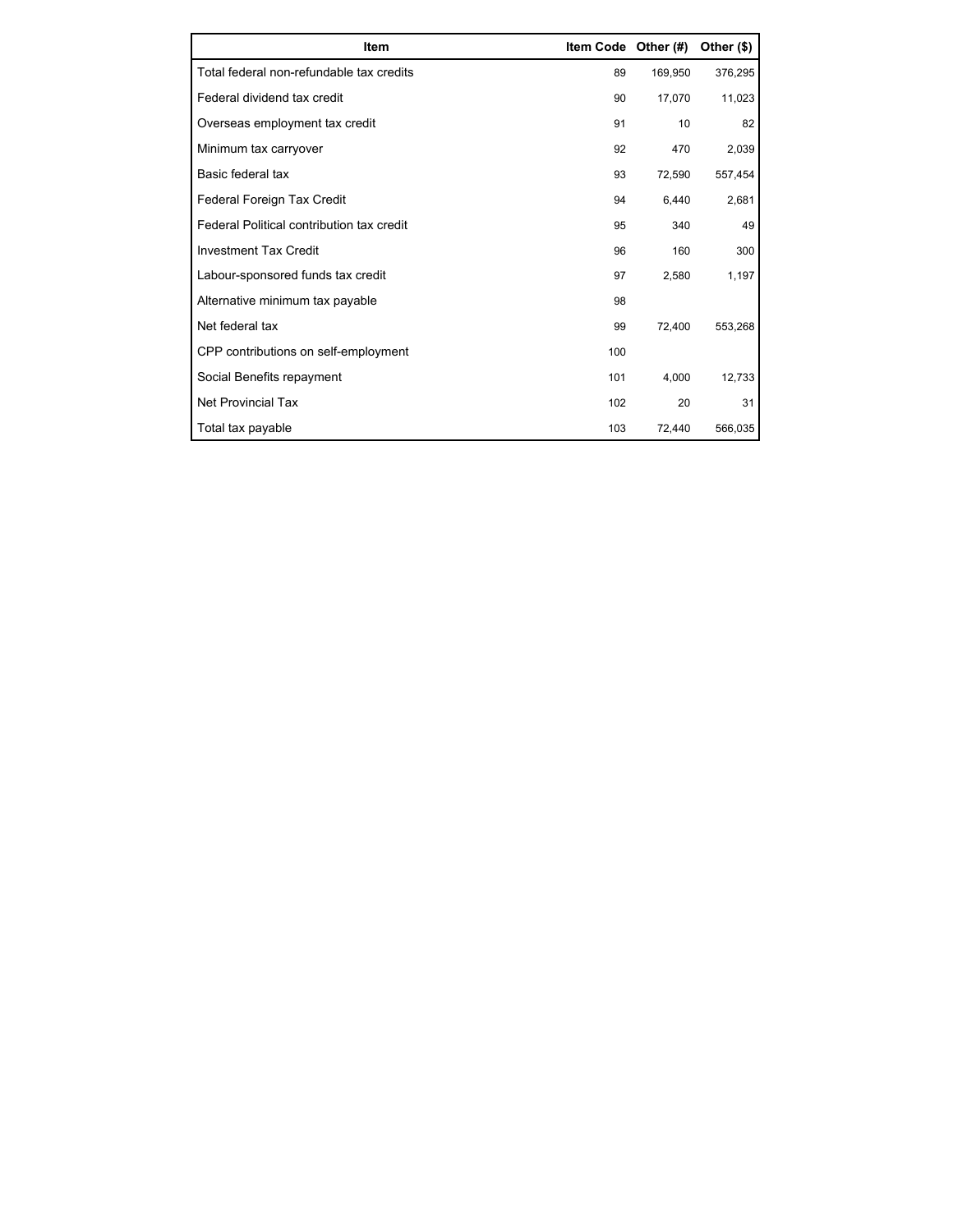| Item | Item Code | Other (#) | Other ($) |
|---|---|---|---|
| Total federal non-refundable tax credits | 89 | 169,950 | 376,295 |
| Federal dividend tax credit | 90 | 17,070 | 11,023 |
| Overseas employment tax credit | 91 | 10 | 82 |
| Minimum tax carryover | 92 | 470 | 2,039 |
| Basic federal tax | 93 | 72,590 | 557,454 |
| Federal Foreign Tax Credit | 94 | 6,440 | 2,681 |
| Federal Political contribution tax credit | 95 | 340 | 49 |
| Investment Tax Credit | 96 | 160 | 300 |
| Labour-sponsored funds tax credit | 97 | 2,580 | 1,197 |
| Alternative minimum tax payable | 98 | | |
| Net federal tax | 99 | 72,400 | 553,268 |
| CPP contributions on self-employment | 100 | | |
| Social Benefits repayment | 101 | 4,000 | 12,733 |
| Net Provincial Tax | 102 | 20 | 31 |
| Total tax payable | 103 | 72,440 | 566,035 |